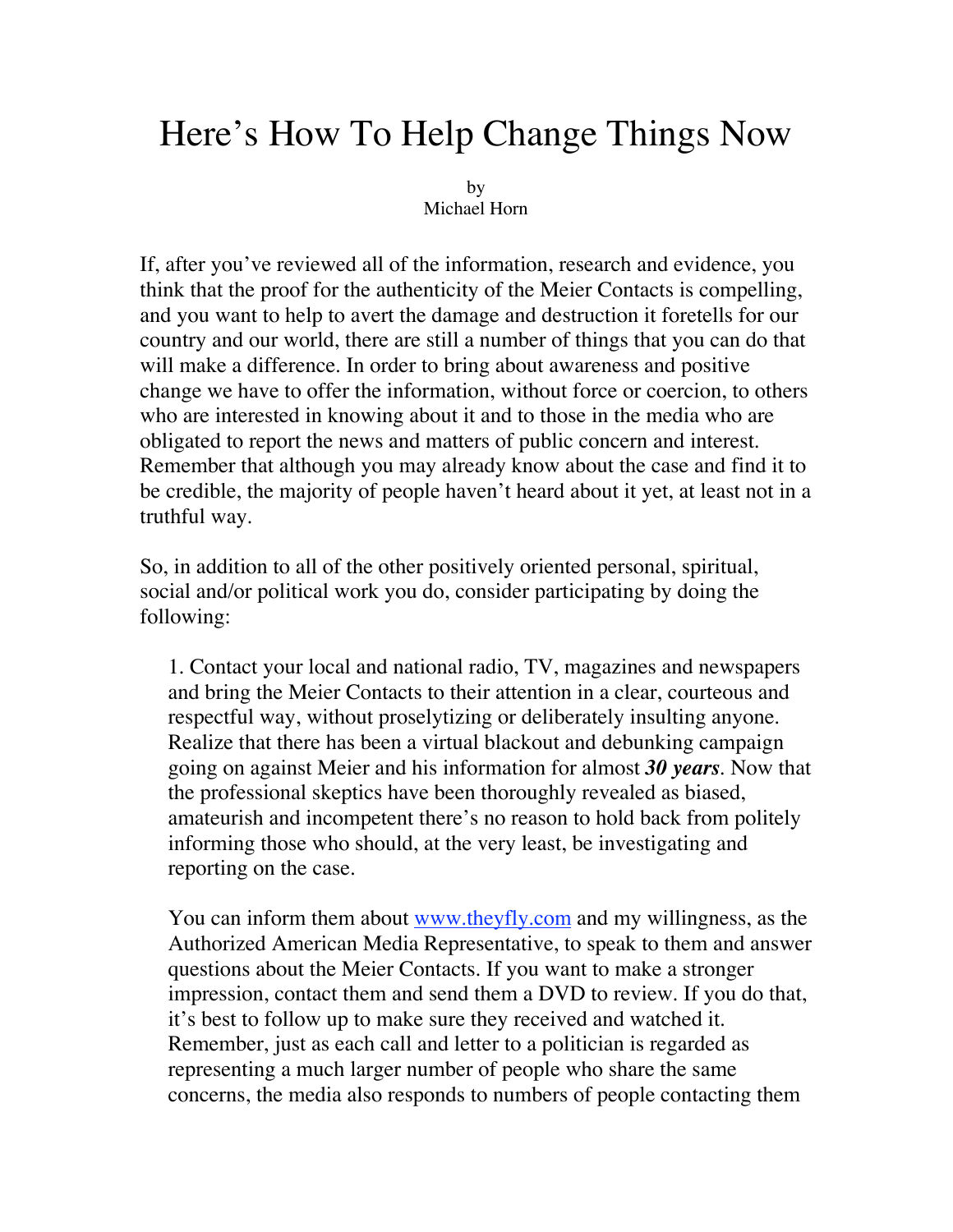# Here's How To Help Change Things Now

by
Michael Horn

If, after you've reviewed all of the information, research and evidence, you think that the proof for the authenticity of the Meier Contacts is compelling, and you want to help to avert the damage and destruction it foretells for our country and our world, there are still a number of things that you can do that will make a difference. In order to bring about awareness and positive change we have to offer the information, without force or coercion, to others who are interested in knowing about it and to those in the media who are obligated to report the news and matters of public concern and interest. Remember that although you may already know about the case and find it to be credible, the majority of people haven't heard about it yet, at least not in a truthful way.

So, in addition to all of the other positively oriented personal, spiritual, social and/or political work you do, consider participating by doing the following:

1. Contact your local and national radio, TV, magazines and newspapers and bring the Meier Contacts to their attention in a clear, courteous and respectful way, without proselytizing or deliberately insulting anyone. Realize that there has been a virtual blackout and debunking campaign going on against Meier and his information for almost ***30 years***. Now that the professional skeptics have been thoroughly revealed as biased, amateurish and incompetent there's no reason to hold back from politely informing those who should, at the very least, be investigating and reporting on the case.

   You can inform them about [www.theyfly.com](http://www.theyfly.com) and my willingness, as the Authorized American Media Representative, to speak to them and answer questions about the Meier Contacts. If you want to make a stronger impression, contact them and send them a DVD to review. If you do that, it's best to follow up to make sure they received and watched it. Remember, just as each call and letter to a politician is regarded as representing a much larger number of people who share the same concerns, the media also responds to numbers of people contacting them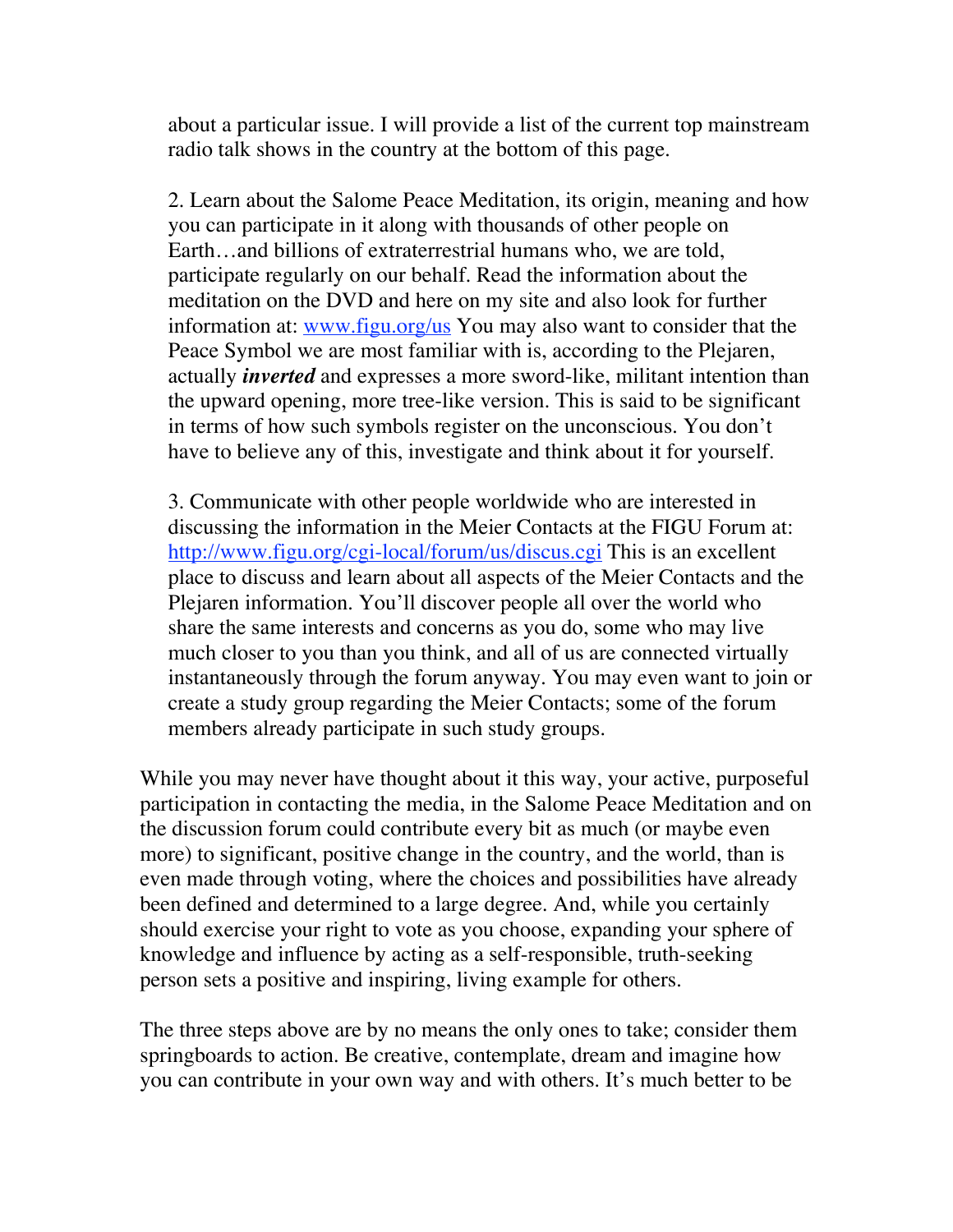about a particular issue. I will provide a list of the current top mainstream radio talk shows in the country at the bottom of this page.

2. Learn about the Salome Peace Meditation, its origin, meaning and how you can participate in it along with thousands of other people on Earth…and billions of extraterrestrial humans who, we are told, participate regularly on our behalf. Read the information about the meditation on the DVD and here on my site and also look for further information at: [www.figu.org/us](www.figu.org/us) You may also want to consider that the Peace Symbol we are most familiar with is, according to the Plejaren, actually ***inverted*** and expresses a more sword-like, militant intention than the upward opening, more tree-like version. This is said to be significant in terms of how such symbols register on the unconscious. You don't have to believe any of this, investigate and think about it for yourself.

3. Communicate with other people worldwide who are interested in discussing the information in the Meier Contacts at the FIGU Forum at: [http://www.figu.org/cgi-local/forum/us/discus.cgi](http://www.figu.org/cgi-local/forum/us/discus.cgi) This is an excellent place to discuss and learn about all aspects of the Meier Contacts and the Plejaren information. You'll discover people all over the world who share the same interests and concerns as you do, some who may live much closer to you than you think, and all of us are connected virtually instantaneously through the forum anyway. You may even want to join or create a study group regarding the Meier Contacts; some of the forum members already participate in such study groups.

While you may never have thought about it this way, your active, purposeful participation in contacting the media, in the Salome Peace Meditation and on the discussion forum could contribute every bit as much (or maybe even more) to significant, positive change in the country, and the world, than is even made through voting, where the choices and possibilities have already been defined and determined to a large degree. And, while you certainly should exercise your right to vote as you choose, expanding your sphere of knowledge and influence by acting as a self-responsible, truth-seeking person sets a positive and inspiring, living example for others.

The three steps above are by no means the only ones to take; consider them springboards to action. Be creative, contemplate, dream and imagine how you can contribute in your own way and with others. It's much better to be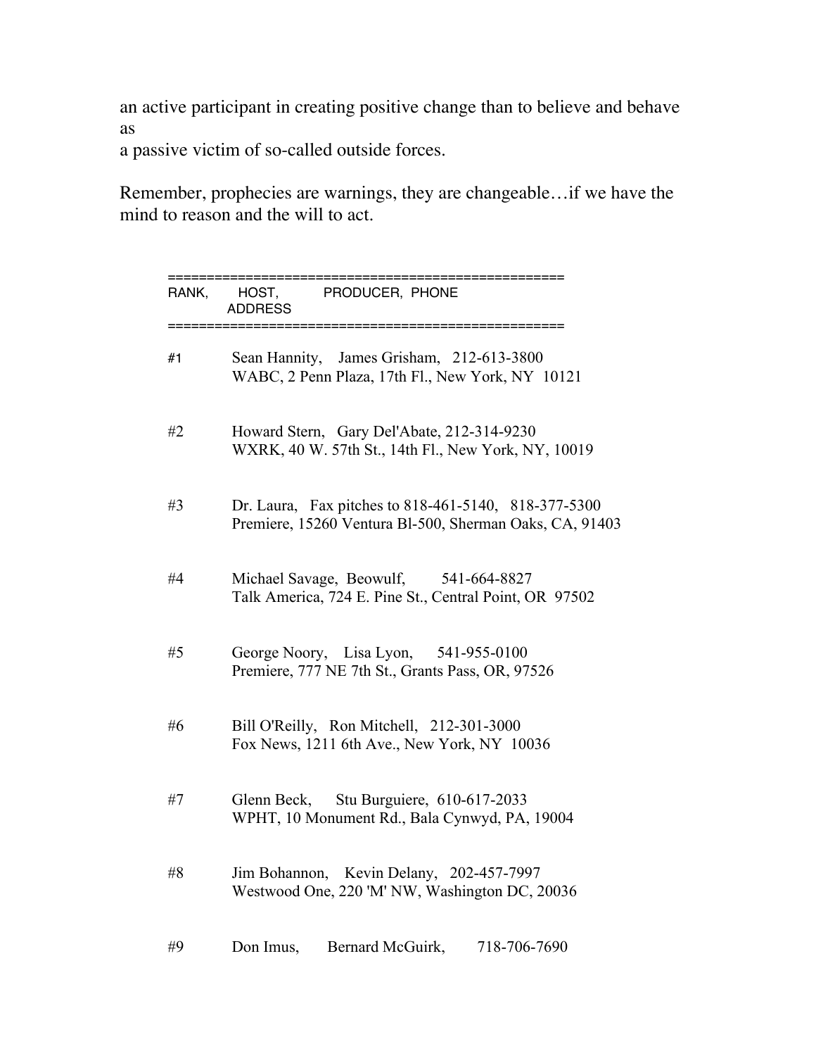an active participant in creating positive change than to believe and behave as
a passive victim of so-called outside forces.

Remember, prophecies are warnings, they are changeable…if we have the mind to reason and the will to act.

==================================================
RANK, HOST, PRODUCER, PHONE
ADDRESS
==================================================

#1 Sean Hannity, James Grisham, 212-613-3800
WABC, 2 Penn Plaza, 17th Fl., New York, NY 10121

#2 Howard Stern, Gary Del'Abate, 212-314-9230
WXRK, 40 W. 57th St., 14th Fl., New York, NY, 10019

#3 Dr. Laura, Fax pitches to 818-461-5140, 818-377-5300
Premiere, 15260 Ventura Bl-500, Sherman Oaks, CA, 91403

#4 Michael Savage, Beowulf, 541-664-8827
Talk America, 724 E. Pine St., Central Point, OR 97502

#5 George Noory, Lisa Lyon, 541-955-0100
Premiere, 777 NE 7th St., Grants Pass, OR, 97526

#6 Bill O'Reilly, Ron Mitchell, 212-301-3000
Fox News, 1211 6th Ave., New York, NY 10036

#7 Glenn Beck, Stu Burguiere, 610-617-2033
WPHT, 10 Monument Rd., Bala Cynwyd, PA, 19004

#8 Jim Bohannon, Kevin Delany, 202-457-7997
Westwood One, 220 'M' NW, Washington DC, 20036

#9 Don Imus, Bernard McGuirk, 718-706-7690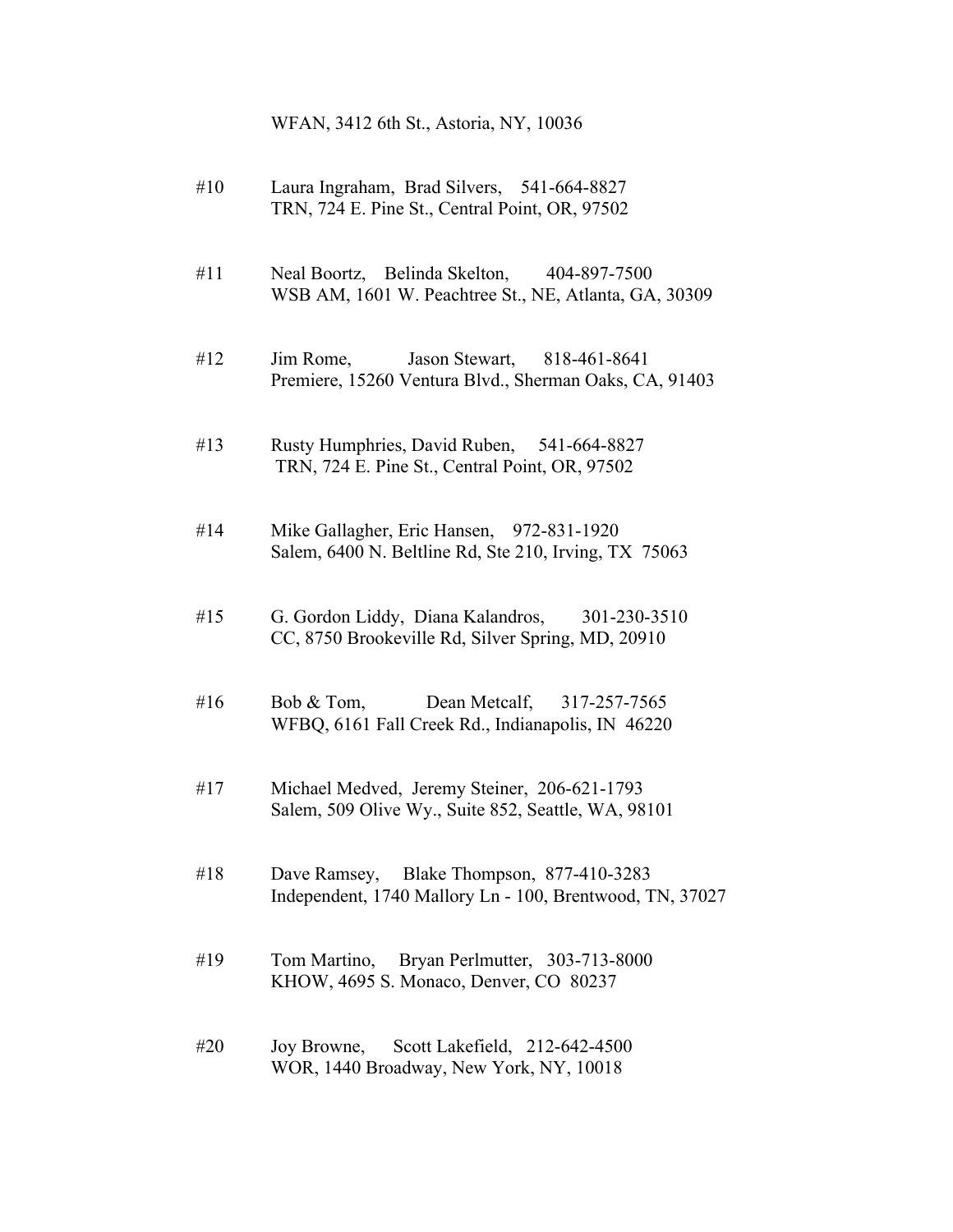WFAN, 3412 6th St., Astoria, NY, 10036

#10 Laura Ingraham, Brad Silvers, 541-664-8827
TRN, 724 E. Pine St., Central Point, OR, 97502

#11 Neal Boortz, Belinda Skelton, 404-897-7500
WSB AM, 1601 W. Peachtree St., NE, Atlanta, GA, 30309

#12 Jim Rome, Jason Stewart, 818-461-8641
Premiere, 15260 Ventura Blvd., Sherman Oaks, CA, 91403

#13 Rusty Humphries, David Ruben, 541-664-8827
TRN, 724 E. Pine St., Central Point, OR, 97502

#14 Mike Gallagher, Eric Hansen, 972-831-1920
Salem, 6400 N. Beltline Rd, Ste 210, Irving, TX 75063

#15 G. Gordon Liddy, Diana Kalandros, 301-230-3510
CC, 8750 Brookeville Rd, Silver Spring, MD, 20910

#16 Bob & Tom, Dean Metcalf, 317-257-7565
WFBQ, 6161 Fall Creek Rd., Indianapolis, IN 46220

#17 Michael Medved, Jeremy Steiner, 206-621-1793
Salem, 509 Olive Wy., Suite 852, Seattle, WA, 98101

#18 Dave Ramsey, Blake Thompson, 877-410-3283
Independent, 1740 Mallory Ln - 100, Brentwood, TN, 37027

#19 Tom Martino, Bryan Perlmutter, 303-713-8000
KHOW, 4695 S. Monaco, Denver, CO 80237

#20 Joy Browne, Scott Lakefield, 212-642-4500
WOR, 1440 Broadway, New York, NY, 10018